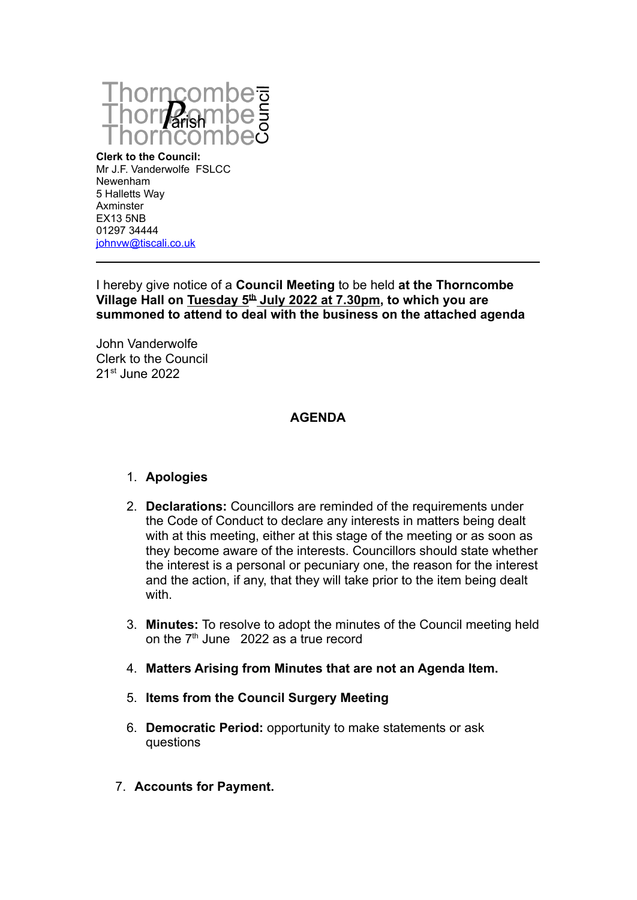Thorncombe Parish Council

**Clerk to the Council:**
Mr J.F. Vanderwolfe FSLCC
Newenham
5 Halletts Way
Axminster
EX13 5NB
01297 34444
johnvw@tiscali.co.uk

---

I hereby give notice of a **Council Meeting** to be held **at the Thorncombe Village Hall on Tuesday 5th July 2022 at 7.30pm, to which you are summoned to attend to deal with the business on the attached agenda**

John Vanderwolfe
Clerk to the Council
21st June 2022

## AGENDA

1. **Apologies**

2. **Declarations:** Councillors are reminded of the requirements under the Code of Conduct to declare any interests in matters being dealt with at this meeting, either at this stage of the meeting or as soon as they become aware of the interests. Councillors should state whether the interest is a personal or pecuniary one, the reason for the interest and the action, if any, that they will take prior to the item being dealt with.

3. **Minutes:** To resolve to adopt the minutes of the Council meeting held on the 7th June 2022 as a true record

4. **Matters Arising from Minutes that are not an Agenda Item.**

5. **Items from the Council Surgery Meeting**

6. **Democratic Period:** opportunity to make statements or ask questions

7. **Accounts for Payment.**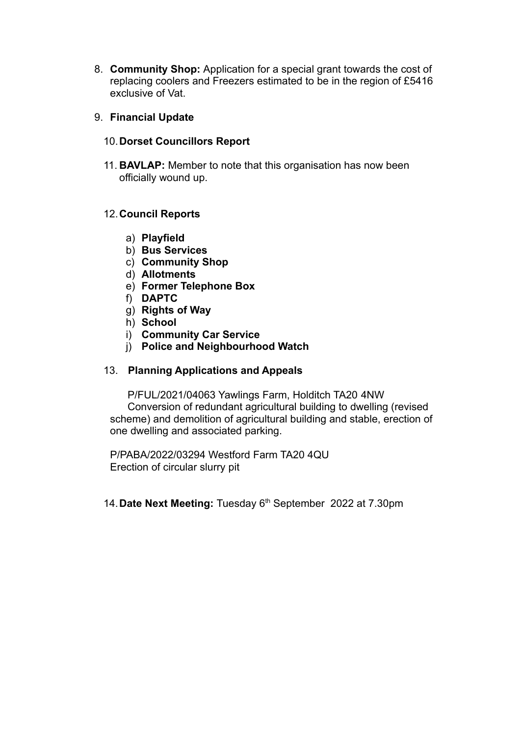8. **Community Shop:** Application for a special grant towards the cost of replacing coolers and Freezers estimated to be in the region of £5416 exclusive of Vat.

9. **Financial Update**

10. **Dorset Councillors Report**

11. **BAVLAP:** Member to note that this organisation has now been officially wound up.

12. **Council Reports**

    a) **Playfield**
    b) **Bus Services**
    c) **Community Shop**
    d) **Allotments**
    e) **Former Telephone Box**
    f) **DAPTC**
    g) **Rights of Way**
    h) **School**
    i) **Community Car Service**
    j) **Police and Neighbourhood Watch**

13. **Planning Applications and Appeals**

    P/FUL/2021/04063 Yawlings Farm, Holditch TA20 4NW
    Conversion of redundant agricultural building to dwelling (revised scheme) and demolition of agricultural building and stable, erection of one dwelling and associated parking.

    P/PABA/2022/03294 Westford Farm TA20 4QU
    Erection of circular slurry pit

14. **Date Next Meeting:** Tuesday 6th September 2022 at 7.30pm